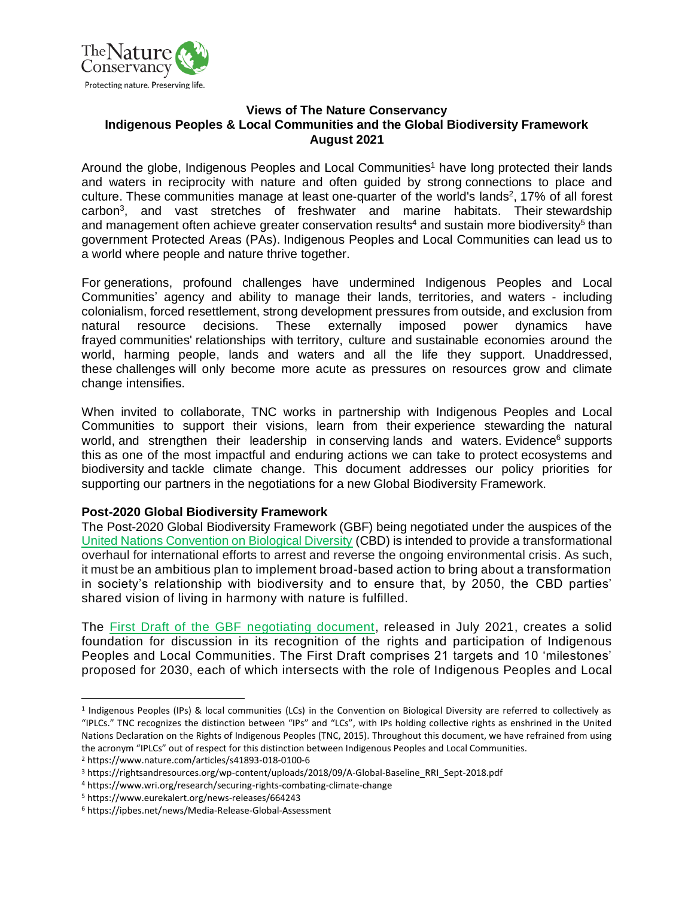## Views of The Nature Conservancy
## Indigenous Peoples & Local Communities and the Global Biodiversity Framework
## August 2021

Around the globe, Indigenous Peoples and Local Communities[1] have long protected their lands and waters in reciprocity with nature and often guided by strong connections to place and culture. These communities manage at least one-quarter of the world's lands[2], 17% of all forest carbon[3], and vast stretches of freshwater and marine habitats. Their stewardship and management often achieve greater conservation results[4] and sustain more biodiversity[5] than government Protected Areas (PAs). Indigenous Peoples and Local Communities can lead us to a world where people and nature thrive together.

For generations, profound challenges have undermined Indigenous Peoples and Local Communities' agency and ability to manage their lands, territories, and waters - including colonialism, forced resettlement, strong development pressures from outside, and exclusion from natural resource decisions. These externally imposed power dynamics have frayed communities' relationships with territory, culture and sustainable economies around the world, harming people, lands and waters and all the life they support. Unaddressed, these challenges will only become more acute as pressures on resources grow and climate change intensifies.

When invited to collaborate, TNC works in partnership with Indigenous Peoples and Local Communities to support their visions, learn from their experience stewarding the natural world, and strengthen their leadership in conserving lands and waters. Evidence[6] supports this as one of the most impactful and enduring actions we can take to protect ecosystems and biodiversity and tackle climate change. This document addresses our policy priorities for supporting our partners in the negotiations for a new Global Biodiversity Framework.

### Post-2020 Global Biodiversity Framework

The Post-2020 Global Biodiversity Framework (GBF) being negotiated under the auspices of the United Nations Convention on Biological Diversity (CBD) is intended to provide a transformational overhaul for international efforts to arrest and reverse the ongoing environmental crisis. As such, it must be an ambitious plan to implement broad-based action to bring about a transformation in society's relationship with biodiversity and to ensure that, by 2050, the CBD parties' shared vision of living in harmony with nature is fulfilled.

The First Draft of the GBF negotiating document, released in July 2021, creates a solid foundation for discussion in its recognition of the rights and participation of Indigenous Peoples and Local Communities. The First Draft comprises 21 targets and 10 'milestones' proposed for 2030, each of which intersects with the role of Indigenous Peoples and Local

---

[1] Indigenous Peoples (IPs) & local communities (LCs) in the Convention on Biological Diversity are referred to collectively as "IPLCs." TNC recognizes the distinction between "IPs" and "LCs", with IPs holding collective rights as enshrined in the United Nations Declaration on the Rights of Indigenous Peoples (TNC, 2015). Throughout this document, we have refrained from using the acronym "IPLCs" out of respect for this distinction between Indigenous Peoples and Local Communities.

[2] https://www.nature.com/articles/s41893-018-0100-6

[3] https://rightsandresources.org/wp-content/uploads/2018/09/A-Global-Baseline_RRI_Sept-2018.pdf

[4] https://www.wri.org/research/securing-rights-combating-climate-change

[5] https://www.eurekalert.org/news-releases/664243

[6] https://ipbes.net/news/Media-Release-Global-Assessment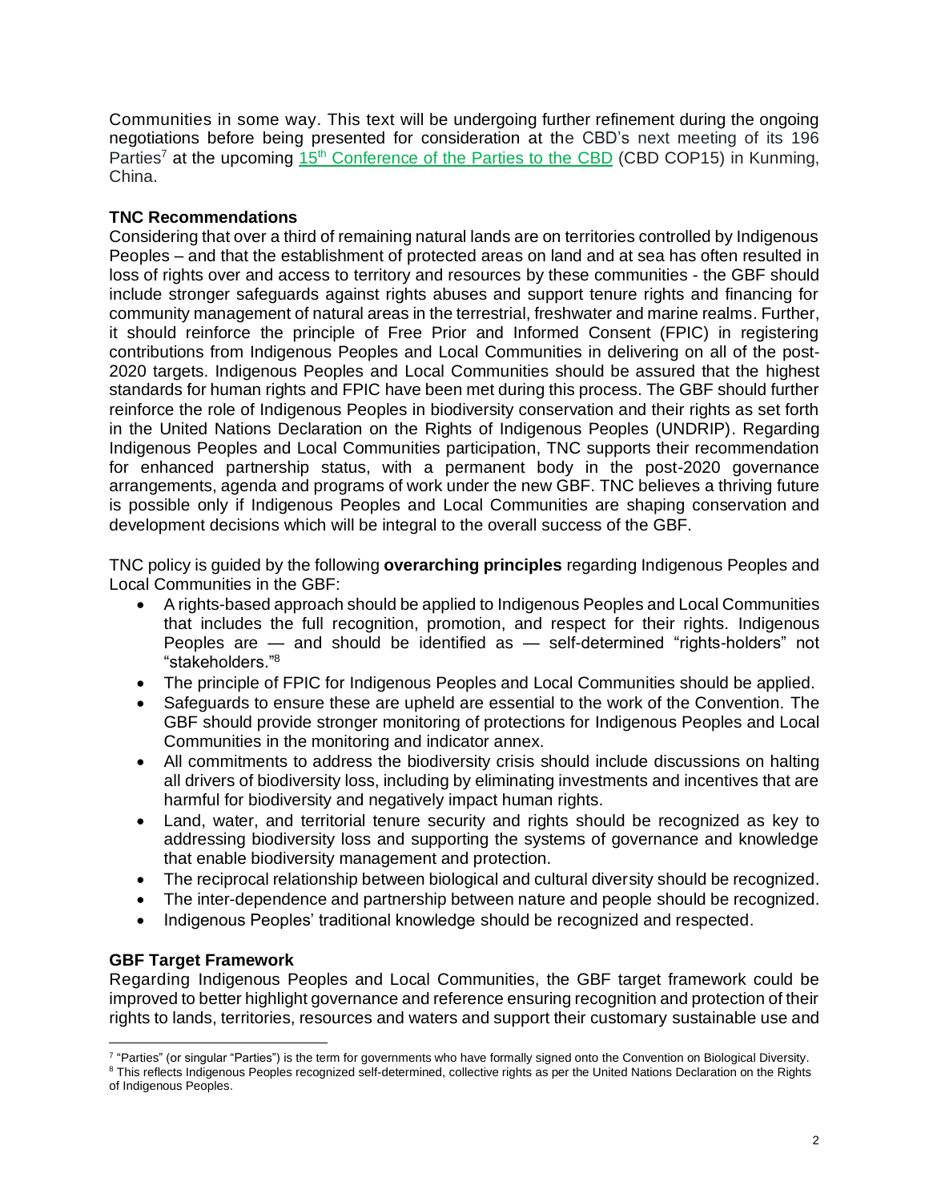Communities in some way. This text will be undergoing further refinement during the ongoing negotiations before being presented for consideration at the CBD's next meeting of its 196 Parties[7] at the upcoming 15th Conference of the Parties to the CBD (CBD COP15) in Kunming, China.

**TNC Recommendations**

Considering that over a third of remaining natural lands are on territories controlled by Indigenous Peoples – and that the establishment of protected areas on land and at sea has often resulted in loss of rights over and access to territory and resources by these communities - the GBF should include stronger safeguards against rights abuses and support tenure rights and financing for community management of natural areas in the terrestrial, freshwater and marine realms. Further, it should reinforce the principle of Free Prior and Informed Consent (FPIC) in registering contributions from Indigenous Peoples and Local Communities in delivering on all of the post-2020 targets. Indigenous Peoples and Local Communities should be assured that the highest standards for human rights and FPIC have been met during this process. The GBF should further reinforce the role of Indigenous Peoples in biodiversity conservation and their rights as set forth in the United Nations Declaration on the Rights of Indigenous Peoples (UNDRIP). Regarding Indigenous Peoples and Local Communities participation, TNC supports their recommendation for enhanced partnership status, with a permanent body in the post-2020 governance arrangements, agenda and programs of work under the new GBF. TNC believes a thriving future is possible only if Indigenous Peoples and Local Communities are shaping conservation and development decisions which will be integral to the overall success of the GBF.

TNC policy is guided by the following **overarching principles** regarding Indigenous Peoples and Local Communities in the GBF:

- A rights-based approach should be applied to Indigenous Peoples and Local Communities that includes the full recognition, promotion, and respect for their rights. Indigenous Peoples are — and should be identified as — self-determined "rights-holders" not "stakeholders."[8]
- The principle of FPIC for Indigenous Peoples and Local Communities should be applied.
- Safeguards to ensure these are upheld are essential to the work of the Convention. The GBF should provide stronger monitoring of protections for Indigenous Peoples and Local Communities in the monitoring and indicator annex.
- All commitments to address the biodiversity crisis should include discussions on halting all drivers of biodiversity loss, including by eliminating investments and incentives that are harmful for biodiversity and negatively impact human rights.
- Land, water, and territorial tenure security and rights should be recognized as key to addressing biodiversity loss and supporting the systems of governance and knowledge that enable biodiversity management and protection.
- The reciprocal relationship between biological and cultural diversity should be recognized.
- The inter-dependence and partnership between nature and people should be recognized.
- Indigenous Peoples' traditional knowledge should be recognized and respected.

**GBF Target Framework**

Regarding Indigenous Peoples and Local Communities, the GBF target framework could be improved to better highlight governance and reference ensuring recognition and protection of their rights to lands, territories, resources and waters and support their customary sustainable use and

---

[7] "Parties" (or singular "Parties") is the term for governments who have formally signed onto the Convention on Biological Diversity.

[8] This reflects Indigenous Peoples recognized self-determined, collective rights as per the United Nations Declaration on the Rights of Indigenous Peoples.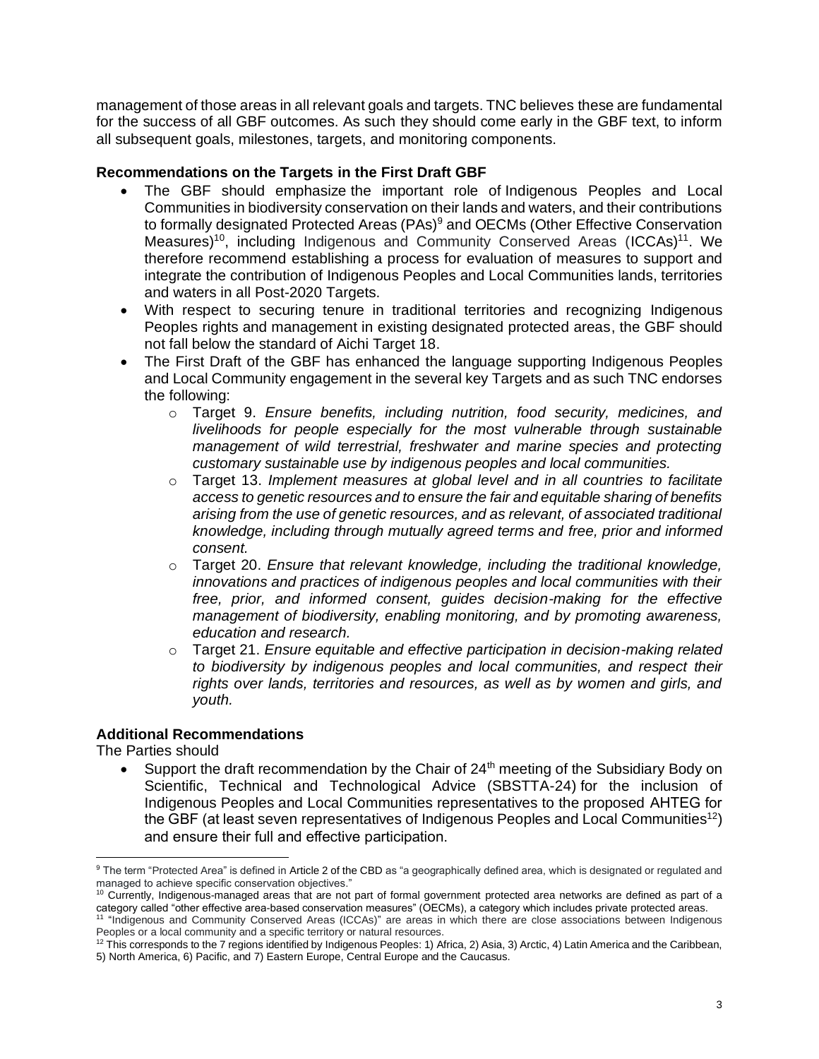management of those areas in all relevant goals and targets. TNC believes these are fundamental for the success of all GBF outcomes. As such they should come early in the GBF text, to inform all subsequent goals, milestones, targets, and monitoring components.

**Recommendations on the Targets in the First Draft GBF**

- The GBF should emphasize the important role of Indigenous Peoples and Local Communities in biodiversity conservation on their lands and waters, and their contributions to formally designated Protected Areas (PAs)[9] and OECMs (Other Effective Conservation Measures)[10], including Indigenous and Community Conserved Areas (ICCAs)[11]. We therefore recommend establishing a process for evaluation of measures to support and integrate the contribution of Indigenous Peoples and Local Communities lands, territories and waters in all Post-2020 Targets.
- With respect to securing tenure in traditional territories and recognizing Indigenous Peoples rights and management in existing designated protected areas, the GBF should not fall below the standard of Aichi Target 18.
- The First Draft of the GBF has enhanced the language supporting Indigenous Peoples and Local Community engagement in the several key Targets and as such TNC endorses the following:
    - Target 9. *Ensure benefits, including nutrition, food security, medicines, and livelihoods for people especially for the most vulnerable through sustainable management of wild terrestrial, freshwater and marine species and protecting customary sustainable use by indigenous peoples and local communities.*
    - Target 13. *Implement measures at global level and in all countries to facilitate access to genetic resources and to ensure the fair and equitable sharing of benefits arising from the use of genetic resources, and as relevant, of associated traditional knowledge, including through mutually agreed terms and free, prior and informed consent.*
    - Target 20. *Ensure that relevant knowledge, including the traditional knowledge, innovations and practices of indigenous peoples and local communities with their free, prior, and informed consent, guides decision-making for the effective management of biodiversity, enabling monitoring, and by promoting awareness, education and research.*
    - Target 21. *Ensure equitable and effective participation in decision-making related to biodiversity by indigenous peoples and local communities, and respect their rights over lands, territories and resources, as well as by women and girls, and youth.*

**Additional Recommendations**

The Parties should

- Support the draft recommendation by the Chair of 24th meeting of the Subsidiary Body on Scientific, Technical and Technological Advice (SBSTTA-24) for the inclusion of Indigenous Peoples and Local Communities representatives to the proposed AHTEG for the GBF (at least seven representatives of Indigenous Peoples and Local Communities[12]) and ensure their full and effective participation.

---

[9] The term "Protected Area" is defined in Article 2 of the CBD as "a geographically defined area, which is designated or regulated and managed to achieve specific conservation objectives."

[10] Currently, Indigenous-managed areas that are not part of formal government protected area networks are defined as part of a category called "other effective area-based conservation measures" (OECMs), a category which includes private protected areas.

[11] "Indigenous and Community Conserved Areas (ICCAs)" are areas in which there are close associations between Indigenous Peoples or a local community and a specific territory or natural resources.

[12] This corresponds to the 7 regions identified by Indigenous Peoples: 1) Africa, 2) Asia, 3) Arctic, 4) Latin America and the Caribbean, 5) North America, 6) Pacific, and 7) Eastern Europe, Central Europe and the Caucasus.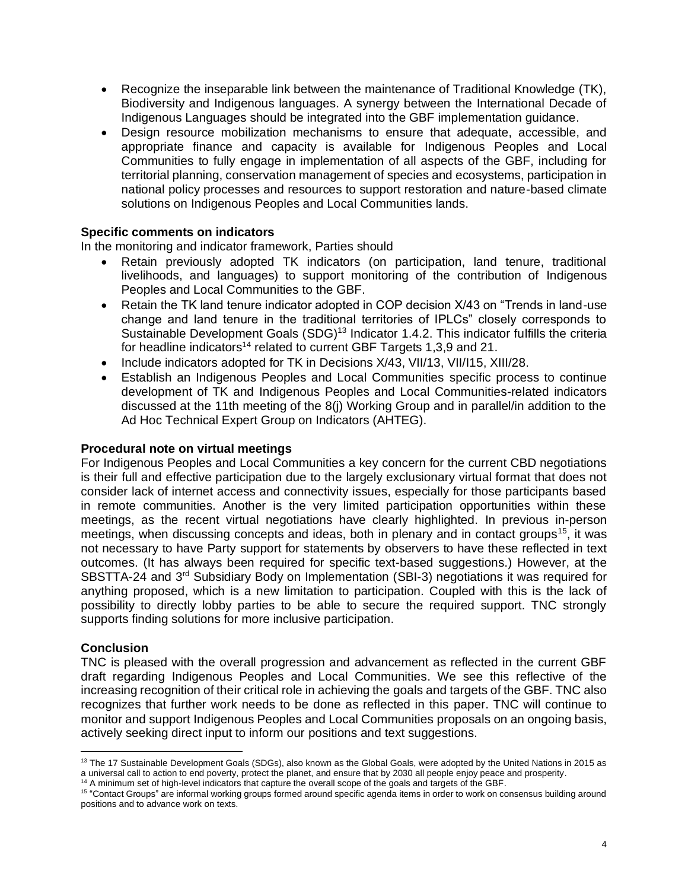- Recognize the inseparable link between the maintenance of Traditional Knowledge (TK), Biodiversity and Indigenous languages. A synergy between the International Decade of Indigenous Languages should be integrated into the GBF implementation guidance.
- Design resource mobilization mechanisms to ensure that adequate, accessible, and appropriate finance and capacity is available for Indigenous Peoples and Local Communities to fully engage in implementation of all aspects of the GBF, including for territorial planning, conservation management of species and ecosystems, participation in national policy processes and resources to support restoration and nature-based climate solutions on Indigenous Peoples and Local Communities lands.

**Specific comments on indicators**

In the monitoring and indicator framework, Parties should

- Retain previously adopted TK indicators (on participation, land tenure, traditional livelihoods, and languages) to support monitoring of the contribution of Indigenous Peoples and Local Communities to the GBF.
- Retain the TK land tenure indicator adopted in COP decision X/43 on "Trends in land-use change and land tenure in the traditional territories of IPLCs" closely corresponds to Sustainable Development Goals (SDG)[13] Indicator 1.4.2. This indicator fulfills the criteria for headline indicators[14] related to current GBF Targets 1,3,9 and 21.
- Include indicators adopted for TK in Decisions X/43, VII/13, VII/I15, XIII/28.
- Establish an Indigenous Peoples and Local Communities specific process to continue development of TK and Indigenous Peoples and Local Communities-related indicators discussed at the 11th meeting of the 8(j) Working Group and in parallel/in addition to the Ad Hoc Technical Expert Group on Indicators (AHTEG).

**Procedural note on virtual meetings**

For Indigenous Peoples and Local Communities a key concern for the current CBD negotiations is their full and effective participation due to the largely exclusionary virtual format that does not consider lack of internet access and connectivity issues, especially for those participants based in remote communities. Another is the very limited participation opportunities within these meetings, as the recent virtual negotiations have clearly highlighted. In previous in-person meetings, when discussing concepts and ideas, both in plenary and in contact groups[15], it was not necessary to have Party support for statements by observers to have these reflected in text outcomes. (It has always been required for specific text-based suggestions.) However, at the SBSTTA-24 and 3rd Subsidiary Body on Implementation (SBI-3) negotiations it was required for anything proposed, which is a new limitation to participation. Coupled with this is the lack of possibility to directly lobby parties to be able to secure the required support. TNC strongly supports finding solutions for more inclusive participation.

**Conclusion**

TNC is pleased with the overall progression and advancement as reflected in the current GBF draft regarding Indigenous Peoples and Local Communities. We see this reflective of the increasing recognition of their critical role in achieving the goals and targets of the GBF. TNC also recognizes that further work needs to be done as reflected in this paper. TNC will continue to monitor and support Indigenous Peoples and Local Communities proposals on an ongoing basis, actively seeking direct input to inform our positions and text suggestions.

---

[13] The 17 Sustainable Development Goals (SDGs), also known as the Global Goals, were adopted by the United Nations in 2015 as a universal call to action to end poverty, protect the planet, and ensure that by 2030 all people enjoy peace and prosperity.

[14] A minimum set of high-level indicators that capture the overall scope of the goals and targets of the GBF.

[15] "Contact Groups" are informal working groups formed around specific agenda items in order to work on consensus building around positions and to advance work on texts.